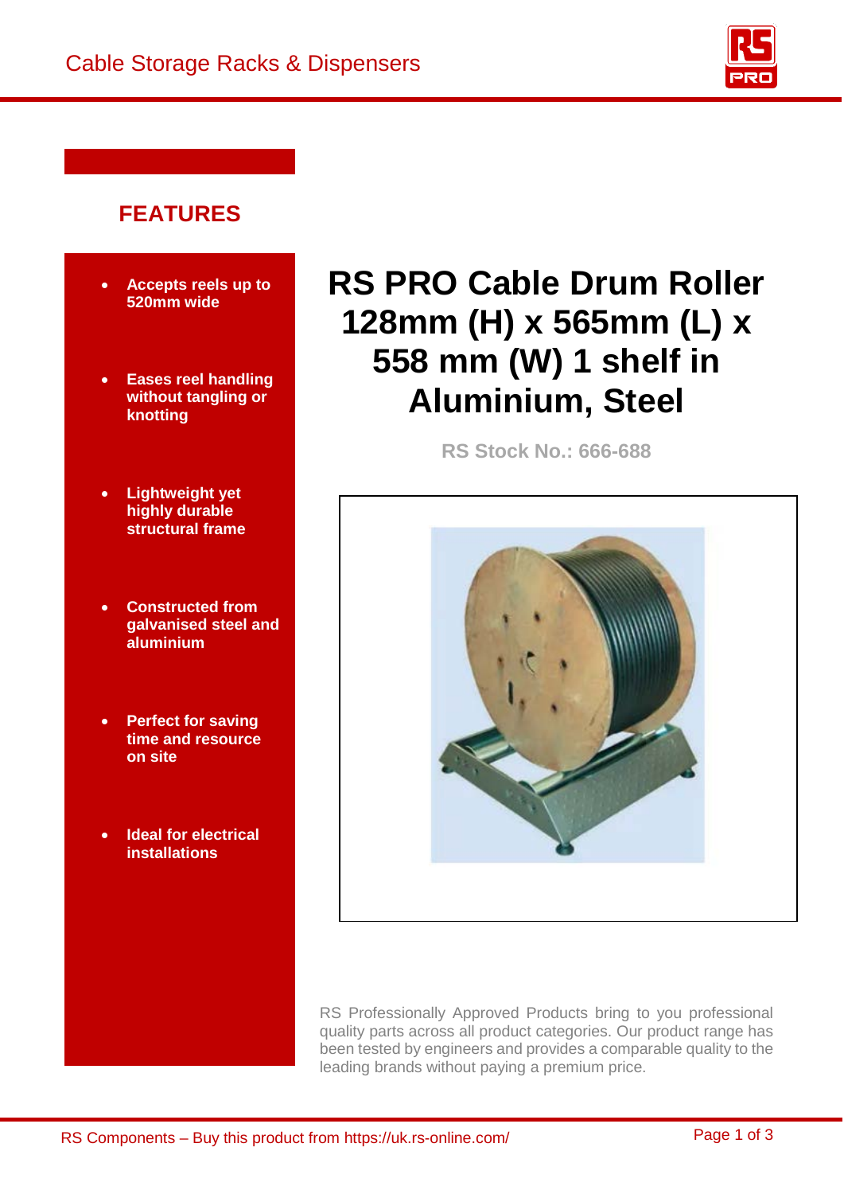Cable Storage Racks & Dispensers

## FEATURES

- **Accepts reels up to 520mm wide**
- **Eases reel handling without tangling or knotting**
- **Lightweight yet highly durable structural frame**
- **Constructed from galvanised steel and aluminium**
- **Perfect for saving time and resource on site**
- **Ideal for electrical installations**

# RS PRO Cable Drum Roller 128mm (H) x 565mm (L) x 558 mm (W) 1 shelf in Aluminium, Steel

**RS Stock No.: 666-688**

RS Professionally Approved Products bring to you professional quality parts across all product categories. Our product range has been tested by engineers and provides a comparable quality to the leading brands without paying a premium price.

RS Components – Buy this product from https://uk.rs-online.com/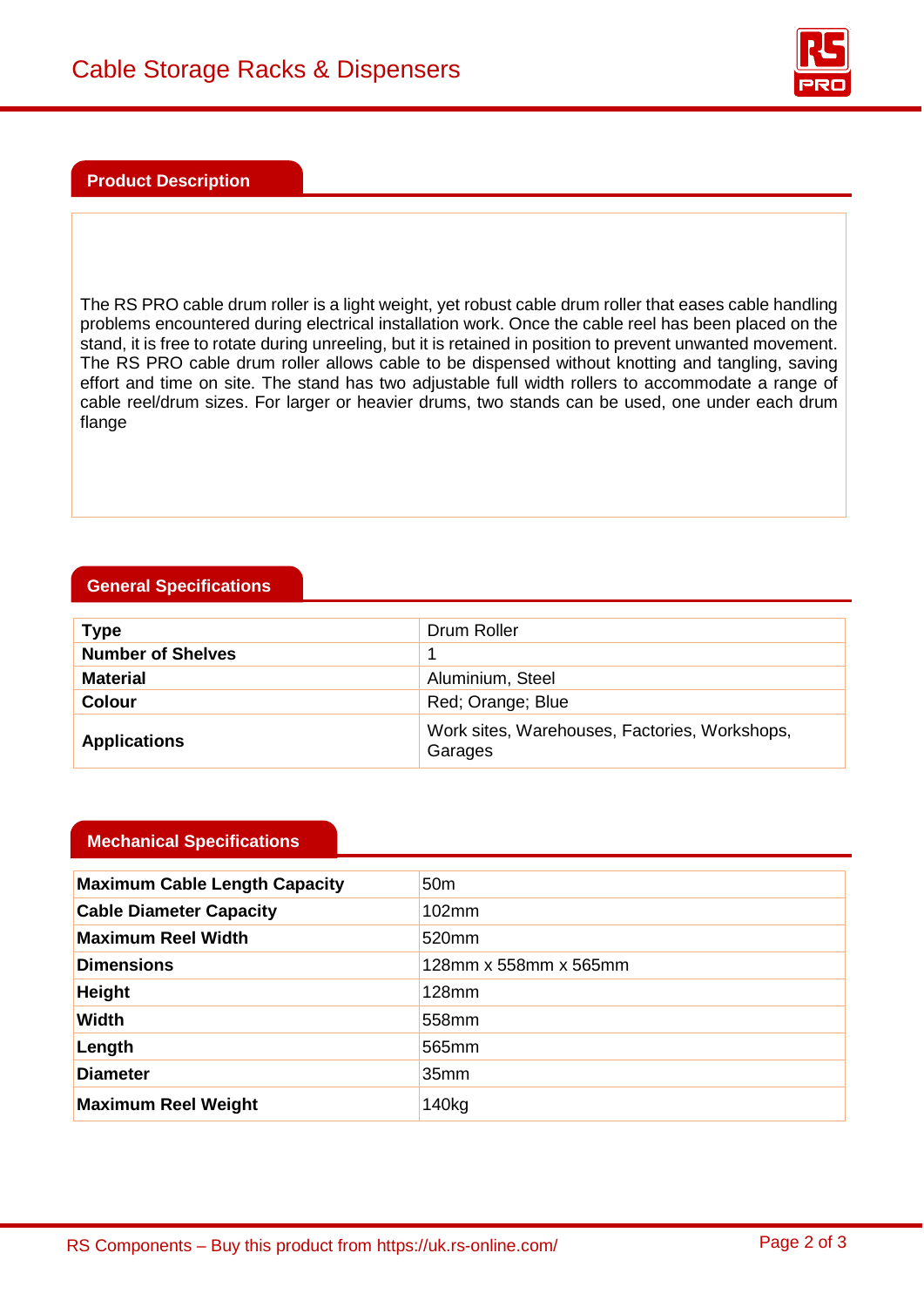# Cable Storage Racks & Dispensers

## Product Description

The RS PRO cable drum roller is a light weight, yet robust cable drum roller that eases cable handling problems encountered during electrical installation work. Once the cable reel has been placed on the stand, it is free to rotate during unreeling, but it is retained in position to prevent unwanted movement. The RS PRO cable drum roller allows cable to be dispensed without knotting and tangling, saving effort and time on site. The stand has two adjustable full width rollers to accommodate a range of cable reel/drum sizes. For larger or heavier drums, two stands can be used, one under each drum flange

## General Specifications

| | |
|---|---|
| **Type** | Drum Roller |
| **Number of Shelves** | 1 |
| **Material** | Aluminium, Steel |
| **Colour** | Red; Orange; Blue |
| **Applications** | Work sites, Warehouses, Factories, Workshops, Garages |

## Mechanical Specifications

| | |
|---|---|
| **Maximum Cable Length Capacity** | 50m |
| **Cable Diameter Capacity** | 102mm |
| **Maximum Reel Width** | 520mm |
| **Dimensions** | 128mm x 558mm x 565mm |
| **Height** | 128mm |
| **Width** | 558mm |
| **Length** | 565mm |
| **Diameter** | 35mm |
| **Maximum Reel Weight** | 140kg |

RS Components – Buy this product from https://uk.rs-online.com/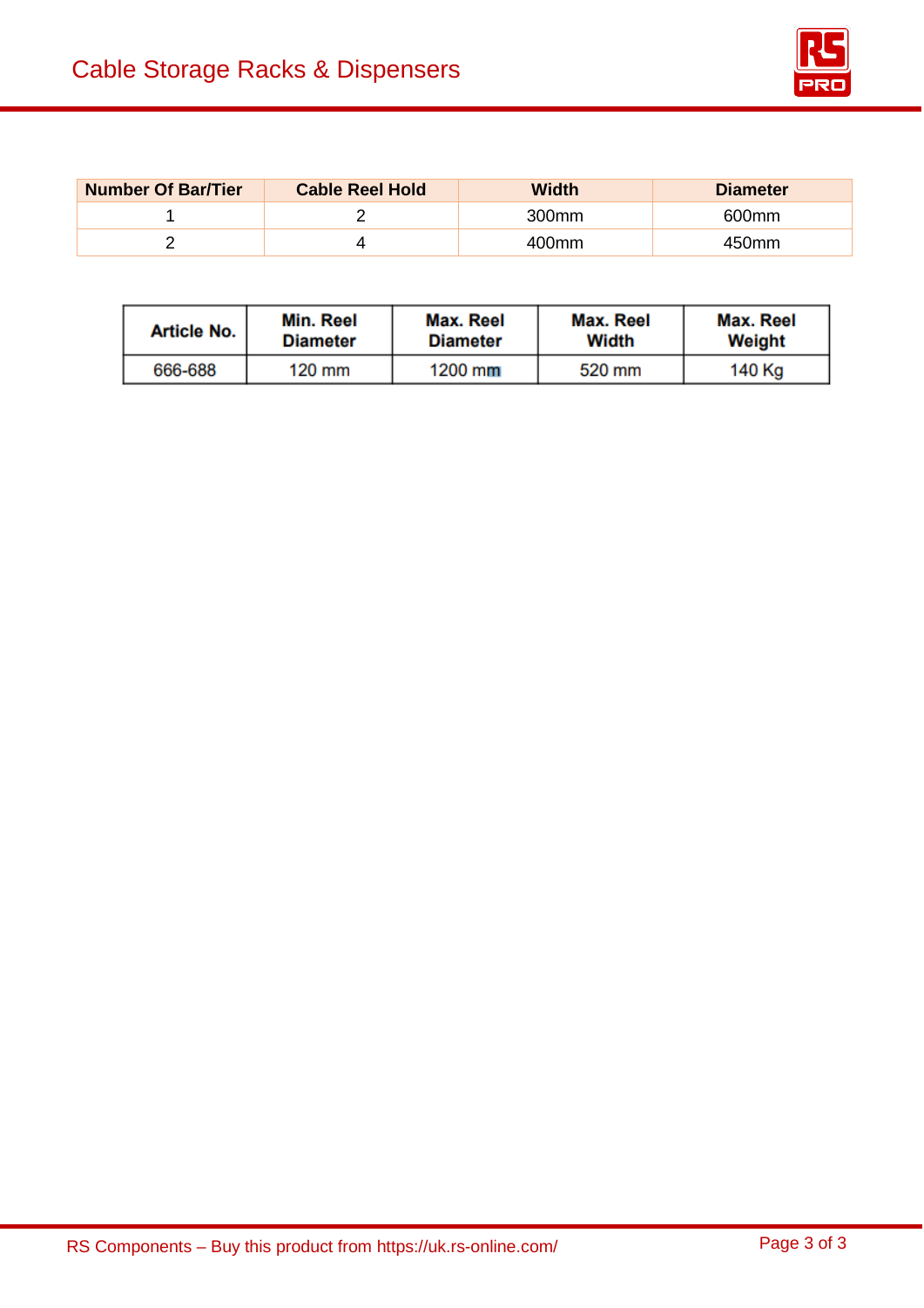| Number Of Bar/Tier | Cable Reel Hold | Width | Diameter |
| --- | --- | --- | --- |
| 1 | 2 | 300mm | 600mm |
| 2 | 4 | 400mm | 450mm |

| Article No. | Min. Reel Diameter | Max. Reel Diameter | Max. Reel Width | Max. Reel Weight |
| --- | --- | --- | --- | --- |
| 666-688 | 120 mm | 1200 mm | 520 mm | 140 Kg |